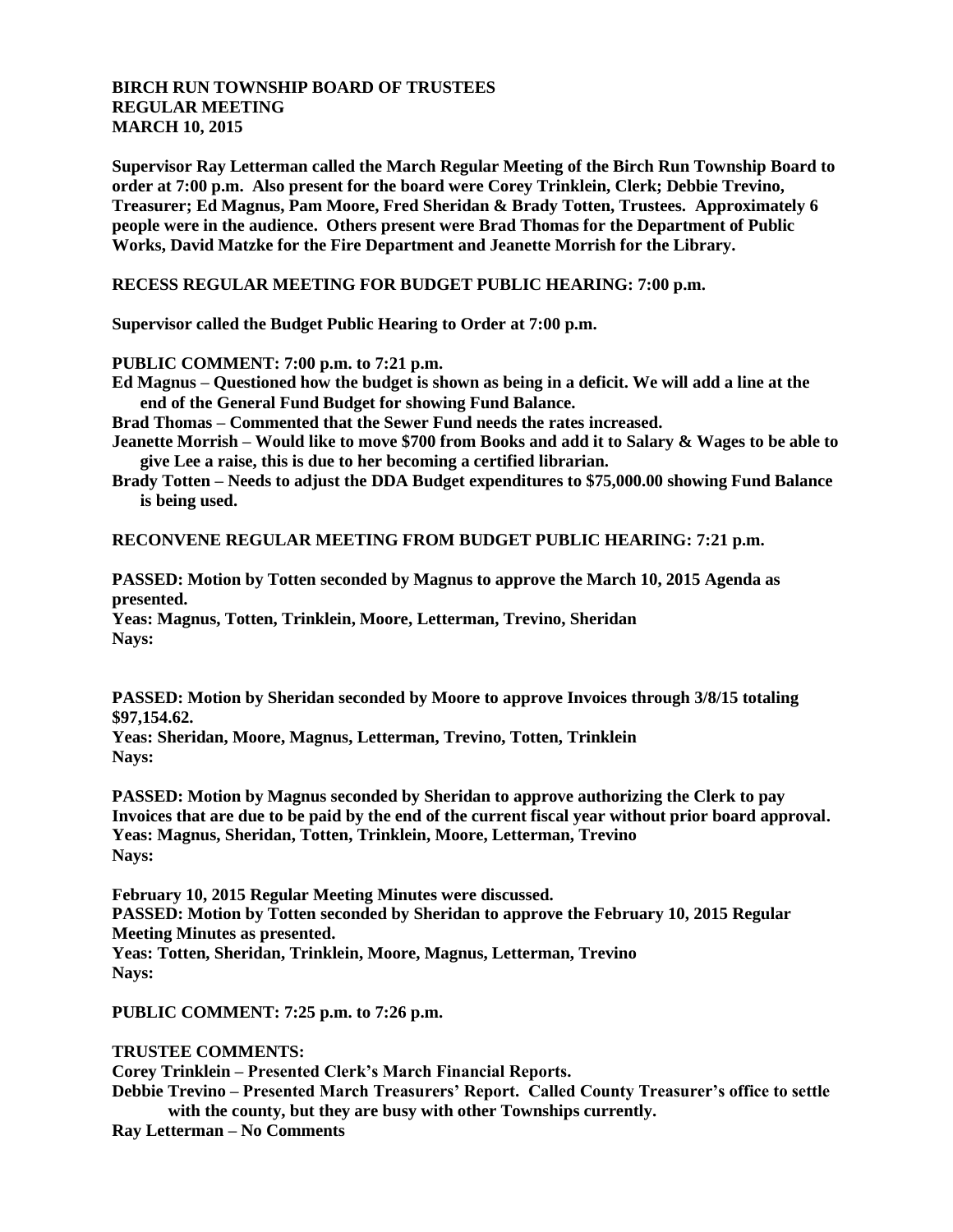**BIRCH RUN TOWNSHIP BOARD OF TRUSTEES**
**REGULAR MEETING**
**MARCH 10, 2015**

**Supervisor Ray Letterman called the March Regular Meeting of the Birch Run Township Board to order at 7:00 p.m. Also present for the board were Corey Trinklein, Clerk; Debbie Trevino, Treasurer; Ed Magnus, Pam Moore, Fred Sheridan & Brady Totten, Trustees. Approximately 6 people were in the audience. Others present were Brad Thomas for the Department of Public Works, David Matzke for the Fire Department and Jeanette Morrish for the Library.**

**RECESS REGULAR MEETING FOR BUDGET PUBLIC HEARING: 7:00 p.m.**

**Supervisor called the Budget Public Hearing to Order at 7:00 p.m.**

**PUBLIC COMMENT: 7:00 p.m. to 7:21 p.m.**

**Ed Magnus – Questioned how the budget is shown as being in a deficit. We will add a line at the end of the General Fund Budget for showing Fund Balance.**

**Brad Thomas – Commented that the Sewer Fund needs the rates increased.**

**Jeanette Morrish – Would like to move $700 from Books and add it to Salary & Wages to be able to give Lee a raise, this is due to her becoming a certified librarian.**

**Brady Totten – Needs to adjust the DDA Budget expenditures to $75,000.00 showing Fund Balance is being used.**

**RECONVENE REGULAR MEETING FROM BUDGET PUBLIC HEARING: 7:21 p.m.**

**PASSED: Motion by Totten seconded by Magnus to approve the March 10, 2015 Agenda as presented.**
**Yeas: Magnus, Totten, Trinklein, Moore, Letterman, Trevino, Sheridan**
**Nays:**

**PASSED: Motion by Sheridan seconded by Moore to approve Invoices through 3/8/15 totaling $97,154.62.**
**Yeas: Sheridan, Moore, Magnus, Letterman, Trevino, Totten, Trinklein**
**Nays:**

**PASSED: Motion by Magnus seconded by Sheridan to approve authorizing the Clerk to pay Invoices that are due to be paid by the end of the current fiscal year without prior board approval.**
**Yeas: Magnus, Sheridan, Totten, Trinklein, Moore, Letterman, Trevino**
**Nays:**

**February 10, 2015 Regular Meeting Minutes were discussed.**
**PASSED: Motion by Totten seconded by Sheridan to approve the February 10, 2015 Regular Meeting Minutes as presented.**
**Yeas: Totten, Sheridan, Trinklein, Moore, Magnus, Letterman, Trevino**
**Nays:**

**PUBLIC COMMENT: 7:25 p.m. to 7:26 p.m.**

**TRUSTEE COMMENTS:**

**Corey Trinklein – Presented Clerk's March Financial Reports.**

**Debbie Trevino – Presented March Treasurers' Report. Called County Treasurer's office to settle with the county, but they are busy with other Townships currently.**

**Ray Letterman – No Comments**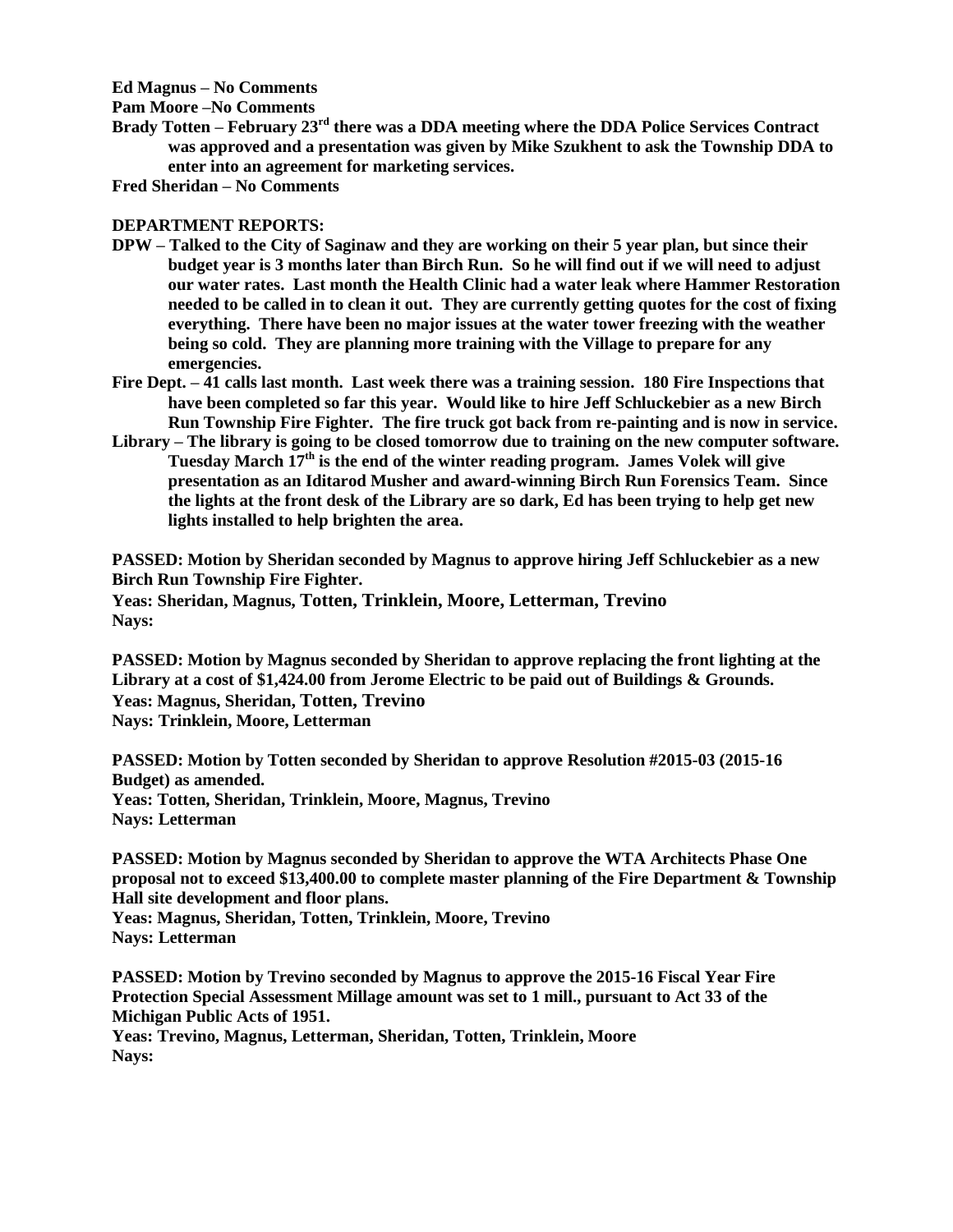**Ed Magnus – No Comments**

**Pam Moore –No Comments**

**Brady Totten – February 23rd there was a DDA meeting where the DDA Police Services Contract was approved and a presentation was given by Mike Szukhent to ask the Township DDA to enter into an agreement for marketing services.**

**Fred Sheridan – No Comments**

**DEPARTMENT REPORTS:**

**DPW – Talked to the City of Saginaw and they are working on their 5 year plan, but since their budget year is 3 months later than Birch Run. So he will find out if we will need to adjust our water rates. Last month the Health Clinic had a water leak where Hammer Restoration needed to be called in to clean it out. They are currently getting quotes for the cost of fixing everything. There have been no major issues at the water tower freezing with the weather being so cold. They are planning more training with the Village to prepare for any emergencies.**

**Fire Dept. – 41 calls last month. Last week there was a training session. 180 Fire Inspections that have been completed so far this year. Would like to hire Jeff Schluckebier as a new Birch Run Township Fire Fighter. The fire truck got back from re-painting and is now in service.**

**Library – The library is going to be closed tomorrow due to training on the new computer software. Tuesday March 17th is the end of the winter reading program. James Volek will give presentation as an Iditarod Musher and award-winning Birch Run Forensics Team. Since the lights at the front desk of the Library are so dark, Ed has been trying to help get new lights installed to help brighten the area.**

**PASSED: Motion by Sheridan seconded by Magnus to approve hiring Jeff Schluckebier as a new Birch Run Township Fire Fighter.**
**Yeas: Sheridan, Magnus, Totten, Trinklein, Moore, Letterman, Trevino**
**Nays:**

**PASSED: Motion by Magnus seconded by Sheridan to approve replacing the front lighting at the Library at a cost of $1,424.00 from Jerome Electric to be paid out of Buildings & Grounds.**
**Yeas: Magnus, Sheridan, Totten, Trevino**
**Nays: Trinklein, Moore, Letterman**

**PASSED: Motion by Totten seconded by Sheridan to approve Resolution #2015-03 (2015-16 Budget) as amended.**
**Yeas: Totten, Sheridan, Trinklein, Moore, Magnus, Trevino**
**Nays: Letterman**

**PASSED: Motion by Magnus seconded by Sheridan to approve the WTA Architects Phase One proposal not to exceed $13,400.00 to complete master planning of the Fire Department & Township Hall site development and floor plans.**
**Yeas: Magnus, Sheridan, Totten, Trinklein, Moore, Trevino**
**Nays: Letterman**

**PASSED: Motion by Trevino seconded by Magnus to approve the 2015-16 Fiscal Year Fire Protection Special Assessment Millage amount was set to 1 mill., pursuant to Act 33 of the Michigan Public Acts of 1951.**
**Yeas: Trevino, Magnus, Letterman, Sheridan, Totten, Trinklein, Moore**
**Nays:**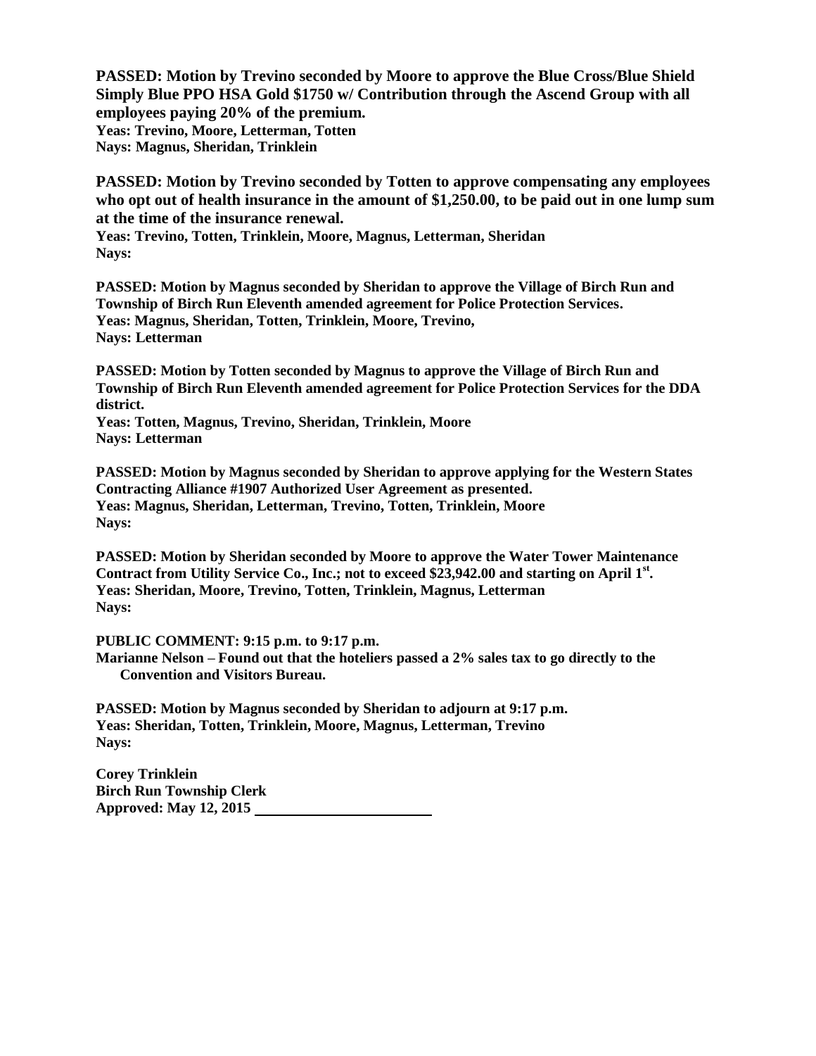**PASSED: Motion by Trevino seconded by Moore to approve the Blue Cross/Blue Shield Simply Blue PPO HSA Gold $1750 w/ Contribution through the Ascend Group with all employees paying 20% of the premium.**
**Yeas: Trevino, Moore, Letterman, Totten**
**Nays: Magnus, Sheridan, Trinklein**

**PASSED: Motion by Trevino seconded by Totten to approve compensating any employees who opt out of health insurance in the amount of $1,250.00, to be paid out in one lump sum at the time of the insurance renewal.**
**Yeas: Trevino, Totten, Trinklein, Moore, Magnus, Letterman, Sheridan**
**Nays:**

**PASSED: Motion by Magnus seconded by Sheridan to approve the Village of Birch Run and Township of Birch Run Eleventh amended agreement for Police Protection Services.**
**Yeas: Magnus, Sheridan, Totten, Trinklein, Moore, Trevino,**
**Nays: Letterman**

**PASSED: Motion by Totten seconded by Magnus to approve the Village of Birch Run and Township of Birch Run Eleventh amended agreement for Police Protection Services for the DDA district.**
**Yeas: Totten, Magnus, Trevino, Sheridan, Trinklein, Moore**
**Nays: Letterman**

**PASSED: Motion by Magnus seconded by Sheridan to approve applying for the Western States Contracting Alliance #1907 Authorized User Agreement as presented.**
**Yeas: Magnus, Sheridan, Letterman, Trevino, Totten, Trinklein, Moore**
**Nays:**

**PASSED: Motion by Sheridan seconded by Moore to approve the Water Tower Maintenance Contract from Utility Service Co., Inc.; not to exceed $23,942.00 and starting on April 1st.**
**Yeas: Sheridan, Moore, Trevino, Totten, Trinklein, Magnus, Letterman**
**Nays:**

**PUBLIC COMMENT: 9:15 p.m. to 9:17 p.m.**
**Marianne Nelson – Found out that the hoteliers passed a 2% sales tax to go directly to the Convention and Visitors Bureau.**

**PASSED: Motion by Magnus seconded by Sheridan to adjourn at 9:17 p.m.**
**Yeas: Sheridan, Totten, Trinklein, Moore, Magnus, Letterman, Trevino**
**Nays:**

**Corey Trinklein**
**Birch Run Township Clerk**
**Approved: May 12, 2015 ________________________**